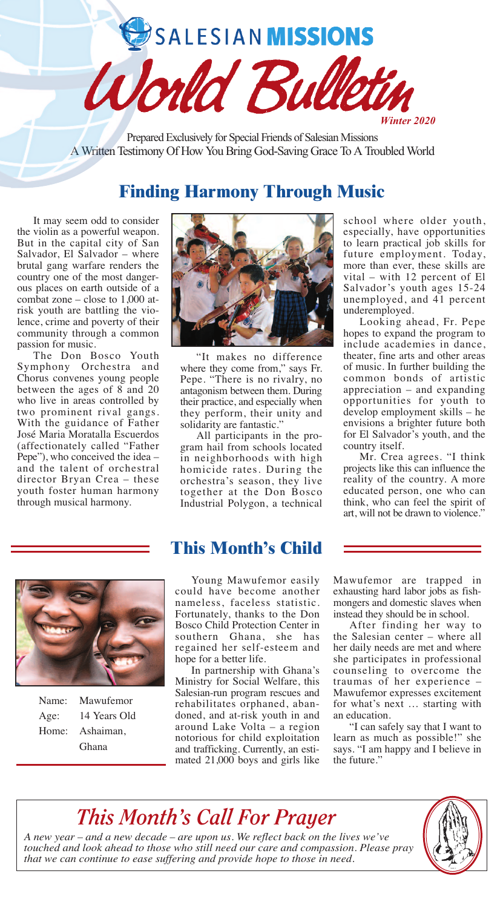# SALESIAN MISSIONS

# World Bulletin

*Winter 2020*

Prepared Exclusively for Special Friends of Salesian Missions
A Written Testimony Of How You Bring God-Saving Grace To A Troubled World

## Finding Harmony Through Music

It may seem odd to consider the violin as a powerful weapon. But in the capital city of San Salvador, El Salvador – where brutal gang warfare renders the country one of the most dangerous places on earth outside of a combat zone – close to 1,000 at-risk youth are battling the violence, crime and poverty of their community through a common passion for music.

The Don Bosco Youth Symphony Orchestra and Chorus convenes young people between the ages of 8 and 20 who live in areas controlled by two prominent rival gangs. With the guidance of Father José Maria Moratalla Escuerdos (affectionately called "Father Pepe"), who conceived the idea – and the talent of orchestral director Bryan Crea – these youth foster human harmony through musical harmony.

"It makes no difference where they come from," says Fr. Pepe. "There is no rivalry, no antagonism between them. During their practice, and especially when they perform, their unity and solidarity are fantastic."

All participants in the program hail from schools located in neighborhoods with high homicide rates. During the orchestra's season, they live together at the Don Bosco Industrial Polygon, a technical school where older youth, especially, have opportunities to learn practical job skills for future employment. Today, more than ever, these skills are vital – with 12 percent of El Salvador's youth ages 15-24 unemployed, and 41 percent underemployed.

Looking ahead, Fr. Pepe hopes to expand the program to include academies in dance, theater, fine arts and other areas of music. In further building the common bonds of artistic appreciation – and expanding opportunities for youth to develop employment skills – he envisions a brighter future both for El Salvador's youth, and the country itself.

Mr. Crea agrees. "I think projects like this can influence the reality of the country. A more educated person, one who can think, who can feel the spirit of art, will not be drawn to violence."

## This Month's Child

Name: Mawufemor
Age: 14 Years Old
Home: Ashaiman, Ghana

Young Mawufemor easily could have become another nameless, faceless statistic. Fortunately, thanks to the Don Bosco Child Protection Center in southern Ghana, she has regained her self-esteem and hope for a better life.

In partnership with Ghana's Ministry for Social Welfare, this Salesian-run program rescues and rehabilitates orphaned, abandoned, and at-risk youth in and around Lake Volta – a region notorious for child exploitation and trafficking. Currently, an estimated 21,000 boys and girls like Mawufemor are trapped in exhausting hard labor jobs as fishmongers and domestic slaves when instead they should be in school.

After finding her way to the Salesian center – where all her daily needs are met and where she participates in professional counseling to overcome the traumas of her experience – Mawufemor expresses excitement for what's next … starting with an education.

"I can safely say that I want to learn as much as possible!" she says. "I am happy and I believe in the future."

## *This Month's Call For Prayer*

*A new year – and a new decade – are upon us. We reflect back on the lives we've touched and look ahead to those who still need our care and compassion. Please pray that we can continue to ease suffering and provide hope to those in need.*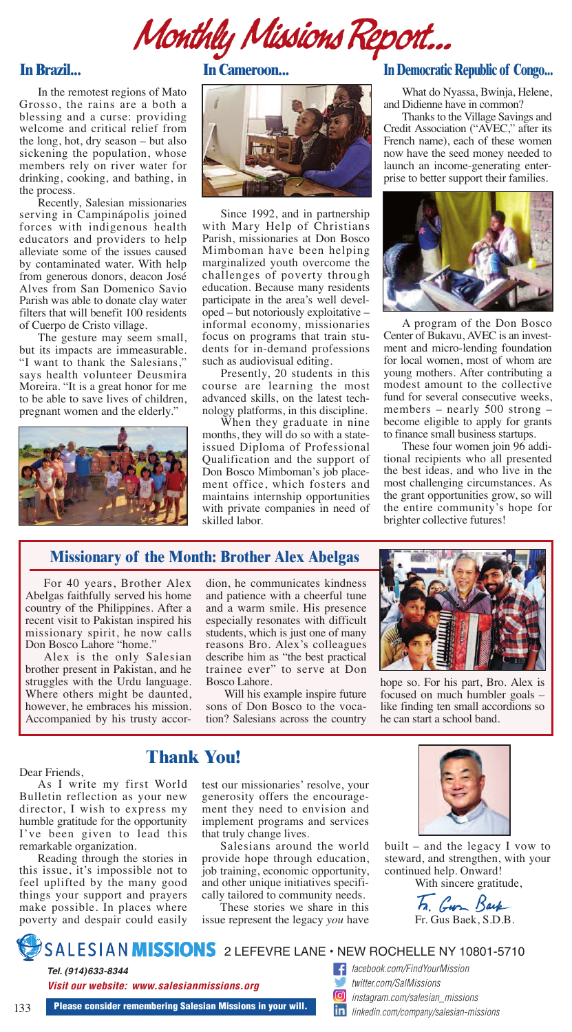# Monthly Missions Report...

## In Brazil...

In the remotest regions of Mato Grosso, the rains are a both a blessing and a curse: providing welcome and critical relief from the long, hot, dry season – but also sickening the population, whose members rely on river water for drinking, cooking, and bathing, in the process.

Recently, Salesian missionaries serving in Campinápolis joined forces with indigenous health educators and providers to help alleviate some of the issues caused by contaminated water. With help from generous donors, deacon José Alves from San Domenico Savio Parish was able to donate clay water filters that will benefit 100 residents of Cuerpo de Cristo village.

The gesture may seem small, but its impacts are immeasurable. "I want to thank the Salesians," says health volunteer Deusmira Moreira. "It is a great honor for me to be able to save lives of children, pregnant women and the elderly."

## In Cameroon...

Since 1992, and in partnership with Mary Help of Christians Parish, missionaries at Don Bosco Mimboman have been helping marginalized youth overcome the challenges of poverty through education. Because many residents participate in the area's well developed – but notoriously exploitative – informal economy, missionaries focus on programs that train students for in-demand professions such as audiovisual editing.

Presently, 20 students in this course are learning the most advanced skills, on the latest technology platforms, in this discipline.

When they graduate in nine months, they will do so with a state-issued Diploma of Professional Qualification and the support of Don Bosco Mimboman's job placement office, which fosters and maintains internship opportunities with private companies in need of skilled labor.

## In Democratic Republic of Congo...

What do Nyassa, Bwinja, Helene, and Didienne have in common?

Thanks to the Village Savings and Credit Association ("AVEC," after its French name), each of these women now have the seed money needed to launch an income-generating enterprise to better support their families.

A program of the Don Bosco Center of Bukavu, AVEC is an investment and micro-lending foundation for local women, most of whom are young mothers. After contributing a modest amount to the collective fund for several consecutive weeks, members – nearly 500 strong – become eligible to apply for grants to finance small business startups.

These four women join 96 additional recipients who all presented the best ideas, and who live in the most challenging circumstances. As the grant opportunities grow, so will the entire community's hope for brighter collective futures!

## Missionary of the Month: Brother Alex Abelgas

For 40 years, Brother Alex Abelgas faithfully served his home country of the Philippines. After a recent visit to Pakistan inspired his missionary spirit, he now calls Don Bosco Lahore "home."

Alex is the only Salesian brother present in Pakistan, and he struggles with the Urdu language. Where others might be daunted, however, he embraces his mission. Accompanied by his trusty accordion, he communicates kindness and patience with a cheerful tune and a warm smile. His presence especially resonates with difficult students, which is just one of many reasons Bro. Alex's colleagues describe him as "the best practical trainee ever" to serve at Don Bosco Lahore.

Will his example inspire future sons of Don Bosco to the vocation? Salesians across the country hope so. For his part, Bro. Alex is focused on much humbler goals – like finding ten small accordions so he can start a school band.

## Thank You!

Dear Friends,

As I write my first World Bulletin reflection as your new director, I wish to express my humble gratitude for the opportunity I've been given to lead this remarkable organization.

Reading through the stories in this issue, it's impossible not to feel uplifted by the many good things your support and prayers make possible. In places where poverty and despair could easily test our missionaries' resolve, your generosity offers the encouragement they need to envision and implement programs and services that truly change lives.

Salesians around the world provide hope through education, job training, economic opportunity, and other unique initiatives specifically tailored to community needs.

These stories we share in this issue represent the legacy *you* have built – and the legacy I vow to steward, and strengthen, with your continued help. Onward!

With sincere gratitude,

Fr. Gus Baek, S.D.B.

**SALESIAN MISSIONS** 2 LEFEVRE LANE • NEW ROCHELLE NY 10801-5710

***Tel. (914)633-8344***

***Visit our website: www.salesianmissions.org***

**Please consider remembering Salesian Missions in your will.**

*facebook.com/FindYourMission*
*twitter.com/SalMissions*
*instagram.com/salesian_missions*
*linkedin.com/company/salesian-missions*